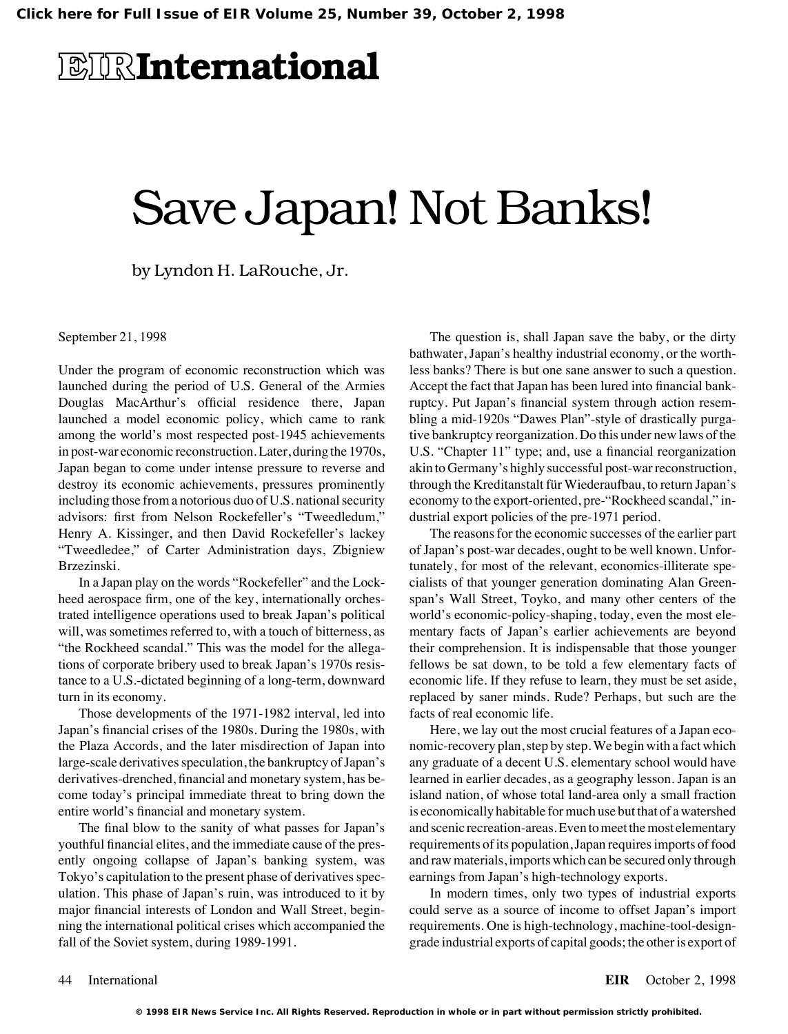# Save Japan! Not Banks!

by Lyndon H. LaRouche, Jr.

September 21, 1998

Under the program of economic reconstruction which was launched during the period of U.S. General of the Armies Douglas MacArthur's official residence there, Japan launched a model economic policy, which came to rank among the world's most respected post-1945 achievements in post-war economic reconstruction. Later, during the 1970s, Japan began to come under intense pressure to reverse and destroy its economic achievements, pressures prominently including those from a notorious duo of U.S. national security advisors: first from Nelson Rockefeller's "Tweedledum," Henry A. Kissinger, and then David Rockefeller's lackey "Tweedledee," of Carter Administration days, Zbigniew Brzezinski.

In a Japan play on the words "Rockefeller" and the Lockheed aerospace firm, one of the key, internationally orchestrated intelligence operations used to break Japan's political will, was sometimes referred to, with a touch of bitterness, as "the Rockheed scandal." This was the model for the allegations of corporate bribery used to break Japan's 1970s resistance to a U.S.-dictated beginning of a long-term, downward turn in its economy.

Those developments of the 1971-1982 interval, led into Japan's financial crises of the 1980s. During the 1980s, with the Plaza Accords, and the later misdirection of Japan into large-scale derivatives speculation, the bankruptcy of Japan's derivatives-drenched, financial and monetary system, has become today's principal immediate threat to bring down the entire world's financial and monetary system.

The final blow to the sanity of what passes for Japan's youthful financial elites, and the immediate cause of the presently ongoing collapse of Japan's banking system, was Tokyo's capitulation to the present phase of derivatives speculation. This phase of Japan's ruin, was introduced to it by major financial interests of London and Wall Street, beginning the international political crises which accompanied the fall of the Soviet system, during 1989-1991.

The question is, shall Japan save the baby, or the dirty bathwater, Japan's healthy industrial economy, or the worthless banks? There is but one sane answer to such a question. Accept the fact that Japan has been lured into financial bankruptcy. Put Japan's financial system through action resembling a mid-1920s "Dawes Plan"-style of drastically purgative bankruptcy reorganization. Do this under new laws of the U.S. "Chapter 11" type; and, use a financial reorganization akin to Germany's highly successful post-war reconstruction, through the Kreditanstalt für Wiederaufbau, to return Japan's economy to the export-oriented, pre-"Rockheed scandal," industrial export policies of the pre-1971 period.

The reasons for the economic successes of the earlier part of Japan's post-war decades, ought to be well known. Unfortunately, for most of the relevant, economics-illiterate specialists of that younger generation dominating Alan Greenspan's Wall Street, Toyko, and many other centers of the world's economic-policy-shaping, today, even the most elementary facts of Japan's earlier achievements are beyond their comprehension. It is indispensable that those younger fellows be sat down, to be told a few elementary facts of economic life. If they refuse to learn, they must be set aside, replaced by saner minds. Rude? Perhaps, but such are the facts of real economic life.

Here, we lay out the most crucial features of a Japan economic-recovery plan, step by step. We begin with a fact which any graduate of a decent U.S. elementary school would have learned in earlier decades, as a geography lesson. Japan is an island nation, of whose total land-area only a small fraction is economically habitable for much use but that of a watershed and scenic recreation-areas. Even to meet the most elementary requirements of its population, Japan requires imports of food and raw materials, imports which can be secured only through earnings from Japan's high-technology exports.

In modern times, only two types of industrial exports could serve as a source of income to offset Japan's import requirements. One is high-technology, machine-tool-design-grade industrial exports of capital goods; the other is export of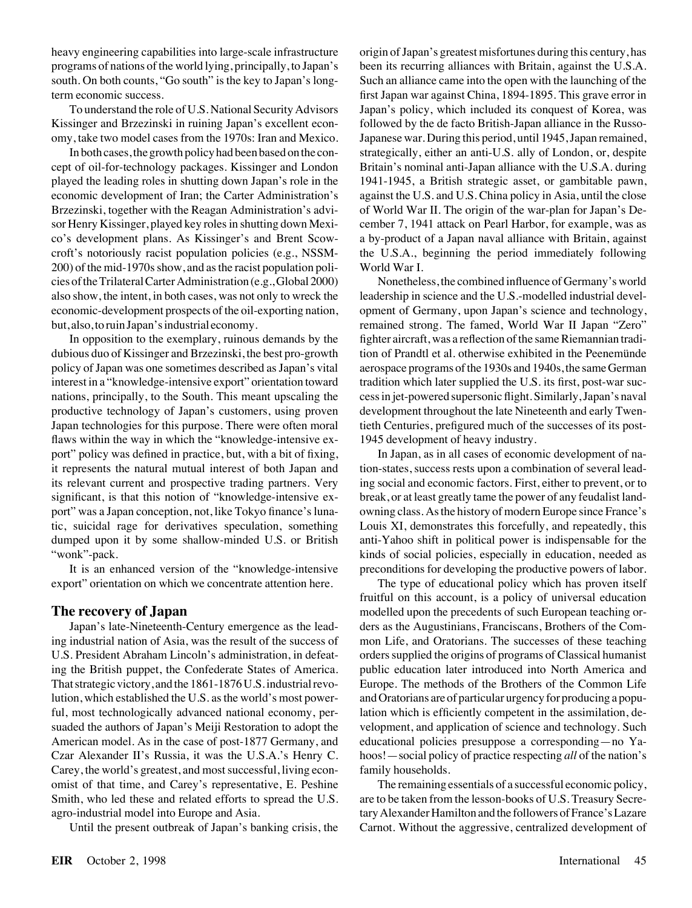heavy engineering capabilities into large-scale infrastructure programs of nations of the world lying, principally, to Japan's south. On both counts, "Go south" is the key to Japan's long-term economic success.

To understand the role of U.S. National Security Advisors Kissinger and Brzezinski in ruining Japan's excellent economy, take two model cases from the 1970s: Iran and Mexico.

In both cases, the growth policy had been based on the concept of oil-for-technology packages. Kissinger and London played the leading roles in shutting down Japan's role in the economic development of Iran; the Carter Administration's Brzezinski, together with the Reagan Administration's advisor Henry Kissinger, played key roles in shutting down Mexico's development plans. As Kissinger's and Brent Scowcroft's notoriously racist population policies (e.g., NSSM-200) of the mid-1970s show, and as the racist population policies of the Trilateral Carter Administration (e.g., Global 2000) also show, the intent, in both cases, was not only to wreck the economic-development prospects of the oil-exporting nation, but, also, to ruin Japan's industrial economy.

In opposition to the exemplary, ruinous demands by the dubious duo of Kissinger and Brzezinski, the best pro-growth policy of Japan was one sometimes described as Japan's vital interest in a "knowledge-intensive export" orientation toward nations, principally, to the South. This meant upscaling the productive technology of Japan's customers, using proven Japan technologies for this purpose. There were often moral flaws within the way in which the "knowledge-intensive export" policy was defined in practice, but, with a bit of fixing, it represents the natural mutual interest of both Japan and its relevant current and prospective trading partners. Very significant, is that this notion of "knowledge-intensive export" was a Japan conception, not, like Tokyo finance's lunatic, suicidal rage for derivatives speculation, something dumped upon it by some shallow-minded U.S. or British "wonk"-pack.

It is an enhanced version of the "knowledge-intensive export" orientation on which we concentrate attention here.

## The recovery of Japan

Japan's late-Nineteenth-Century emergence as the leading industrial nation of Asia, was the result of the success of U.S. President Abraham Lincoln's administration, in defeating the British puppet, the Confederate States of America. That strategic victory, and the 1861-1876 U.S. industrial revolution, which established the U.S. as the world's most powerful, most technologically advanced national economy, persuaded the authors of Japan's Meiji Restoration to adopt the American model. As in the case of post-1877 Germany, and Czar Alexander II's Russia, it was the U.S.A.'s Henry C. Carey, the world's greatest, and most successful, living economist of that time, and Carey's representative, E. Peshine Smith, who led these and related efforts to spread the U.S. agro-industrial model into Europe and Asia.

Until the present outbreak of Japan's banking crisis, the origin of Japan's greatest misfortunes during this century, has been its recurring alliances with Britain, against the U.S.A. Such an alliance came into the open with the launching of the first Japan war against China, 1894-1895. This grave error in Japan's policy, which included its conquest of Korea, was followed by the de facto British-Japan alliance in the Russo-Japanese war. During this period, until 1945, Japan remained, strategically, either an anti-U.S. ally of London, or, despite Britain's nominal anti-Japan alliance with the U.S.A. during 1941-1945, a British strategic asset, or gambitable pawn, against the U.S. and U.S. China policy in Asia, until the close of World War II. The origin of the war-plan for Japan's December 7, 1941 attack on Pearl Harbor, for example, was as a by-product of a Japan naval alliance with Britain, against the U.S.A., beginning the period immediately following World War I.

Nonetheless, the combined influence of Germany's world leadership in science and the U.S.-modelled industrial development of Germany, upon Japan's science and technology, remained strong. The famed, World War II Japan "Zero" fighter aircraft, was a reflection of the same Riemannian tradition of Prandtl et al. otherwise exhibited in the Peenemünde aerospace programs of the 1930s and 1940s, the same German tradition which later supplied the U.S. its first, post-war success in jet-powered supersonic flight. Similarly, Japan's naval development throughout the late Nineteenth and early Twentieth Centuries, prefigured much of the successes of its post-1945 development of heavy industry.

In Japan, as in all cases of economic development of nation-states, success rests upon a combination of several leading social and economic factors. First, either to prevent, or to break, or at least greatly tame the power of any feudalist landowning class. As the history of modern Europe since France's Louis XI, demonstrates this forcefully, and repeatedly, this anti-Yahoo shift in political power is indispensable for the kinds of social policies, especially in education, needed as preconditions for developing the productive powers of labor.

The type of educational policy which has proven itself fruitful on this account, is a policy of universal education modelled upon the precedents of such European teaching orders as the Augustinians, Franciscans, Brothers of the Common Life, and Oratorians. The successes of these teaching orders supplied the origins of programs of Classical humanist public education later introduced into North America and Europe. The methods of the Brothers of the Common Life and Oratorians are of particular urgency for producing a population which is efficiently competent in the assimilation, development, and application of science and technology. Such educational policies presuppose a corresponding—no Yahoos!—social policy of practice respecting *all* of the nation's family households.

The remaining essentials of a successful economic policy, are to be taken from the lesson-books of U.S. Treasury Secretary Alexander Hamilton and the followers of France's Lazare Carnot. Without the aggressive, centralized development of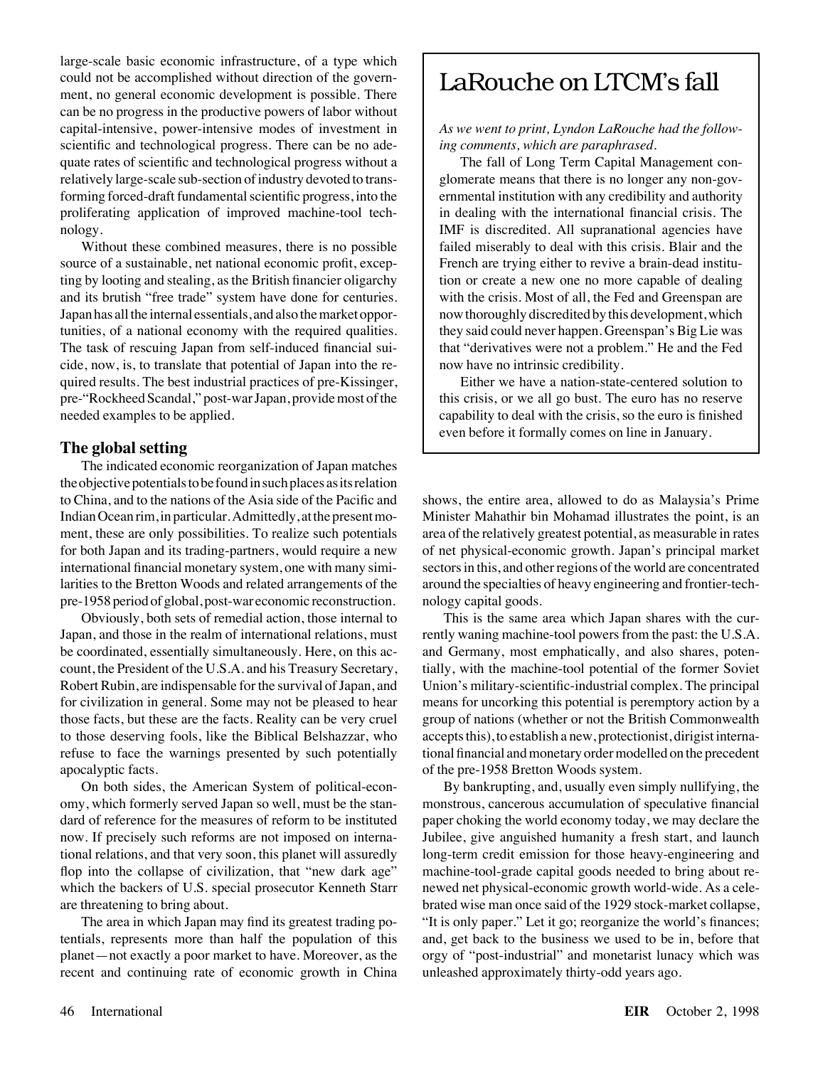large-scale basic economic infrastructure, of a type which could not be accomplished without direction of the government, no general economic development is possible. There can be no progress in the productive powers of labor without capital-intensive, power-intensive modes of investment in scientific and technological progress. There can be no adequate rates of scientific and technological progress without a relatively large-scale sub-section of industry devoted to transforming forced-draft fundamental scientific progress, into the proliferating application of improved machine-tool technology.

Without these combined measures, there is no possible source of a sustainable, net national economic profit, excepting by looting and stealing, as the British financier oligarchy and its brutish "free trade" system have done for centuries. Japan has all the internal essentials, and also the market opportunities, of a national economy with the required qualities. The task of rescuing Japan from self-induced financial suicide, now, is, to translate that potential of Japan into the required results. The best industrial practices of pre-Kissinger, pre-"Rockheed Scandal," post-war Japan, provide most of the needed examples to be applied.

## LaRouche on LTCM's fall

*As we went to print, Lyndon LaRouche had the following comments, which are paraphrased.*

The fall of Long Term Capital Management conglomerate means that there is no longer any non-governmental institution with any credibility and authority in dealing with the international financial crisis. The IMF is discredited. All supranational agencies have failed miserably to deal with this crisis. Blair and the French are trying either to revive a brain-dead institution or create a new one no more capable of dealing with the crisis. Most of all, the Fed and Greenspan are now thoroughly discredited by this development, which they said could never happen. Greenspan's Big Lie was that "derivatives were not a problem." He and the Fed now have no intrinsic credibility.

Either we have a nation-state-centered solution to this crisis, or we all go bust. The euro has no reserve capability to deal with the crisis, so the euro is finished even before it formally comes on line in January.

### The global setting

The indicated economic reorganization of Japan matches the objective potentials to be found in such places as its relation to China, and to the nations of the Asia side of the Pacific and Indian Ocean rim, in particular. Admittedly, at the present moment, these are only possibilities. To realize such potentials for both Japan and its trading-partners, would require a new international financial monetary system, one with many similarities to the Bretton Woods and related arrangements of the pre-1958 period of global, post-war economic reconstruction.

Obviously, both sets of remedial action, those internal to Japan, and those in the realm of international relations, must be coordinated, essentially simultaneously. Here, on this account, the President of the U.S.A. and his Treasury Secretary, Robert Rubin, are indispensable for the survival of Japan, and for civilization in general. Some may not be pleased to hear those facts, but these are the facts. Reality can be very cruel to those deserving fools, like the Biblical Belshazzar, who refuse to face the warnings presented by such potentially apocalyptic facts.

On both sides, the American System of political-economy, which formerly served Japan so well, must be the standard of reference for the measures of reform to be instituted now. If precisely such reforms are not imposed on international relations, and that very soon, this planet will assuredly flop into the collapse of civilization, that "new dark age" which the backers of U.S. special prosecutor Kenneth Starr are threatening to bring about.

The area in which Japan may find its greatest trading potentials, represents more than half the population of this planet—not exactly a poor market to have. Moreover, as the recent and continuing rate of economic growth in China shows, the entire area, allowed to do as Malaysia's Prime Minister Mahathir bin Mohamad illustrates the point, is an area of the relatively greatest potential, as measurable in rates of net physical-economic growth. Japan's principal market sectors in this, and other regions of the world are concentrated around the specialties of heavy engineering and frontier-technology capital goods.

This is the same area which Japan shares with the currently waning machine-tool powers from the past: the U.S.A. and Germany, most emphatically, and also shares, potentially, with the machine-tool potential of the former Soviet Union's military-scientific-industrial complex. The principal means for uncorking this potential is peremptory action by a group of nations (whether or not the British Commonwealth accepts this), to establish a new, protectionist, dirigist international financial and monetary order modelled on the precedent of the pre-1958 Bretton Woods system.

By bankrupting, and, usually even simply nullifying, the monstrous, cancerous accumulation of speculative financial paper choking the world economy today, we may declare the Jubilee, give anguished humanity a fresh start, and launch long-term credit emission for those heavy-engineering and machine-tool-grade capital goods needed to bring about renewed net physical-economic growth world-wide. As a celebrated wise man once said of the 1929 stock-market collapse, "It is only paper." Let it go; reorganize the world's finances; and, get back to the business we used to be in, before that orgy of "post-industrial" and monetarist lunacy which was unleashed approximately thirty-odd years ago.